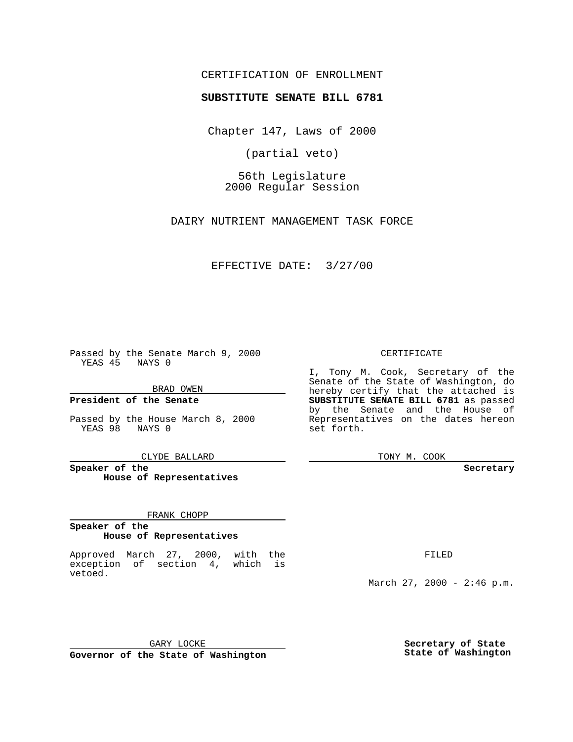CERTIFICATION OF ENROLLMENT

**SUBSTITUTE SENATE BILL 6781**

Chapter 147, Laws of 2000

(partial veto)

56th Legislature
2000 Regular Session

DAIRY NUTRIENT MANAGEMENT TASK FORCE

EFFECTIVE DATE: 3/27/00

Passed by the Senate March 9, 2000
YEAS 45 NAYS 0

BRAD OWEN

**President of the Senate**

Passed by the House March 8, 2000
YEAS 98 NAYS 0

CLYDE BALLARD

**Speaker of the House of Representatives**

FRANK CHOPP

**Speaker of the House of Representatives**

Approved March 27, 2000, with the exception of section 4, which is vetoed.

GARY LOCKE

**Governor of the State of Washington**

CERTIFICATE

I, Tony M. Cook, Secretary of the Senate of the State of Washington, do hereby certify that the attached is **SUBSTITUTE SENATE BILL 6781** as passed by the Senate and the House of Representatives on the dates hereon set forth.

TONY M. COOK

**Secretary**

FILED

March 27, 2000 - 2:46 p.m.

**Secretary of State State of Washington**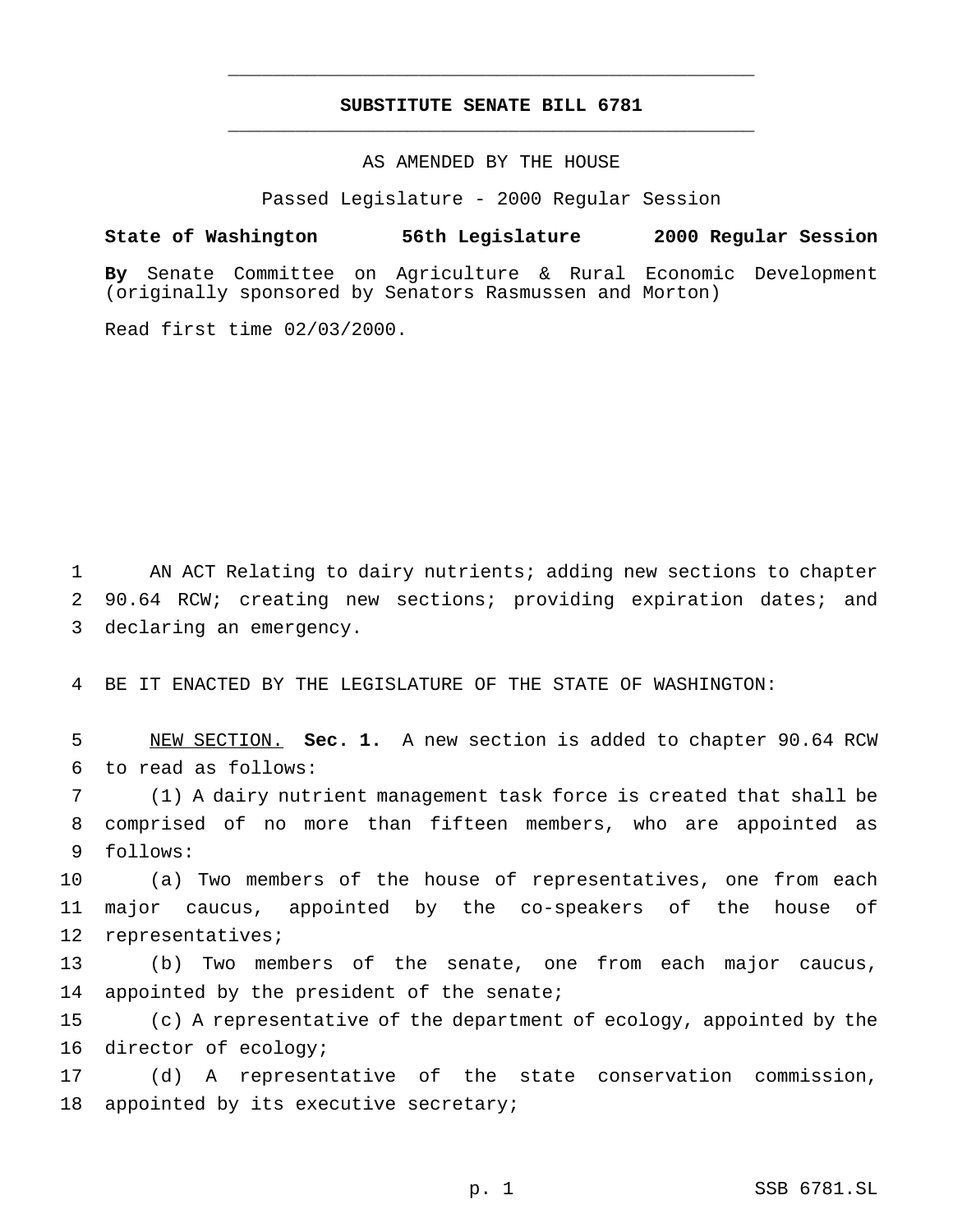# SUBSTITUTE SENATE BILL 6781

AS AMENDED BY THE HOUSE

Passed Legislature - 2000 Regular Session

**State of Washington 56th Legislature 2000 Regular Session**

**By** Senate Committee on Agriculture & Rural Economic Development (originally sponsored by Senators Rasmussen and Morton)

Read first time 02/03/2000.

AN ACT Relating to dairy nutrients; adding new sections to chapter 90.64 RCW; creating new sections; providing expiration dates; and declaring an emergency.

BE IT ENACTED BY THE LEGISLATURE OF THE STATE OF WASHINGTON:

NEW SECTION. **Sec. 1.** A new section is added to chapter 90.64 RCW to read as follows:

(1) A dairy nutrient management task force is created that shall be comprised of no more than fifteen members, who are appointed as follows:

(a) Two members of the house of representatives, one from each major caucus, appointed by the co-speakers of the house of representatives;

(b) Two members of the senate, one from each major caucus, appointed by the president of the senate;

(c) A representative of the department of ecology, appointed by the director of ecology;

(d) A representative of the state conservation commission, appointed by its executive secretary;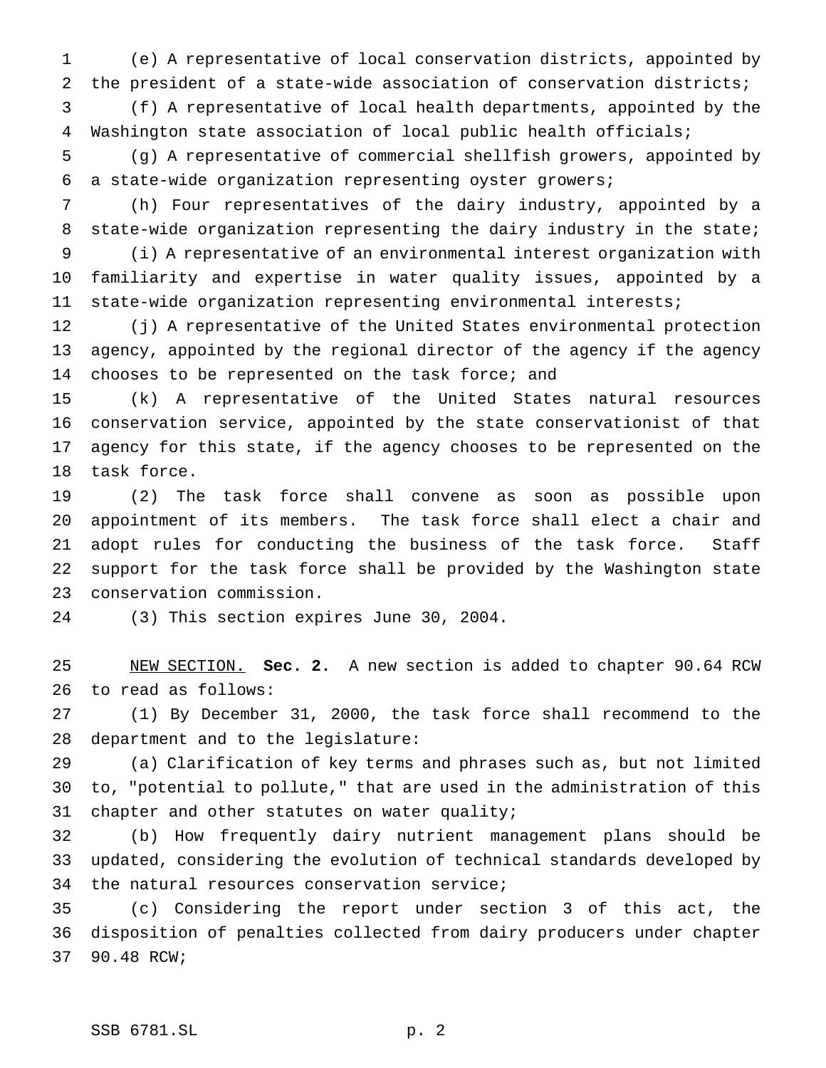(e) A representative of local conservation districts, appointed by the president of a state-wide association of conservation districts;

(f) A representative of local health departments, appointed by the Washington state association of local public health officials;

(g) A representative of commercial shellfish growers, appointed by a state-wide organization representing oyster growers;

(h) Four representatives of the dairy industry, appointed by a state-wide organization representing the dairy industry in the state;

(i) A representative of an environmental interest organization with familiarity and expertise in water quality issues, appointed by a state-wide organization representing environmental interests;

(j) A representative of the United States environmental protection agency, appointed by the regional director of the agency if the agency chooses to be represented on the task force; and

(k) A representative of the United States natural resources conservation service, appointed by the state conservationist of that agency for this state, if the agency chooses to be represented on the task force.

(2) The task force shall convene as soon as possible upon appointment of its members. The task force shall elect a chair and adopt rules for conducting the business of the task force. Staff support for the task force shall be provided by the Washington state conservation commission.

(3) This section expires June 30, 2004.

NEW SECTION. **Sec. 2.** A new section is added to chapter 90.64 RCW to read as follows:

(1) By December 31, 2000, the task force shall recommend to the department and to the legislature:

(a) Clarification of key terms and phrases such as, but not limited to, "potential to pollute," that are used in the administration of this chapter and other statutes on water quality;

(b) How frequently dairy nutrient management plans should be updated, considering the evolution of technical standards developed by the natural resources conservation service;

(c) Considering the report under section 3 of this act, the disposition of penalties collected from dairy producers under chapter 90.48 RCW;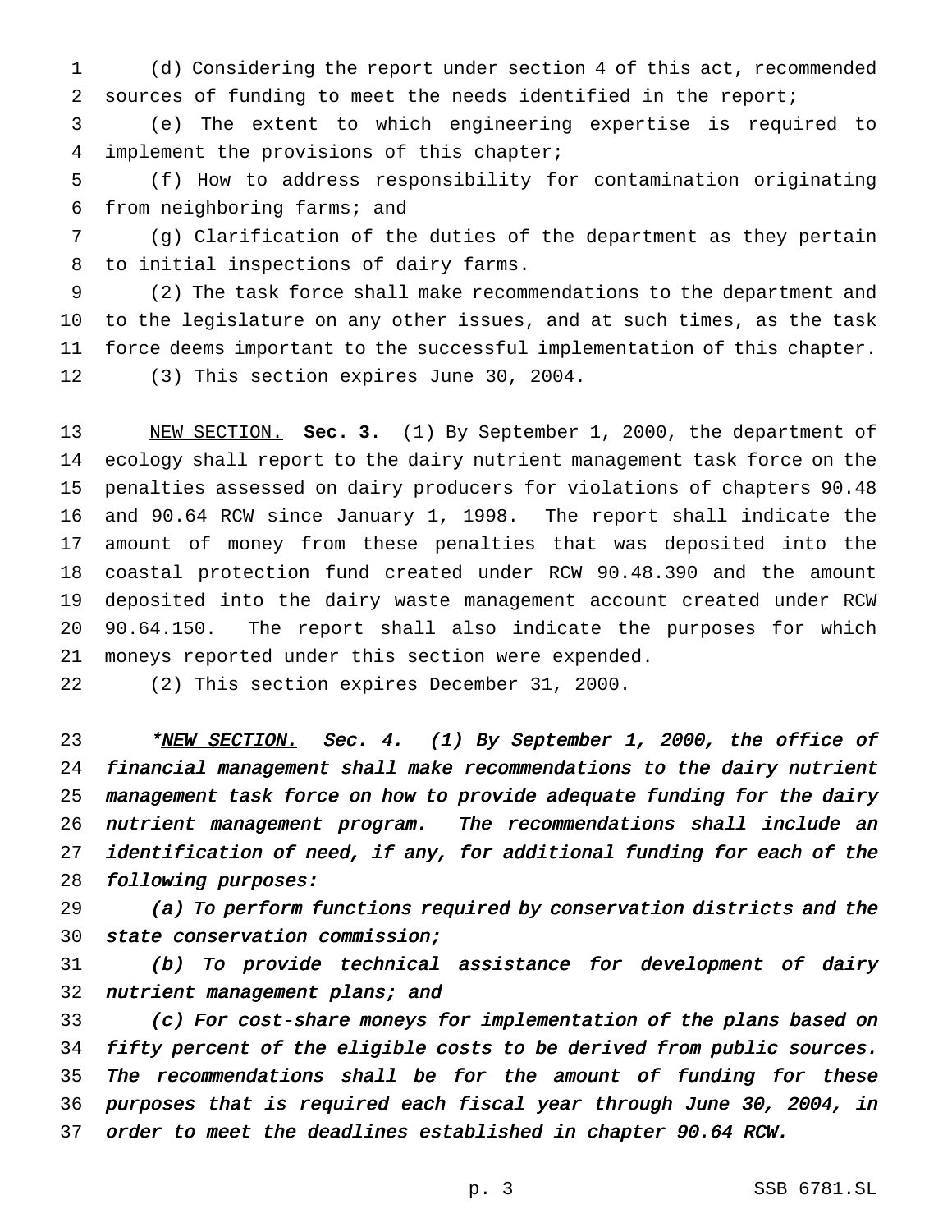(d) Considering the report under section 4 of this act, recommended sources of funding to meet the needs identified in the report;

(e) The extent to which engineering expertise is required to implement the provisions of this chapter;

(f) How to address responsibility for contamination originating from neighboring farms; and

(g) Clarification of the duties of the department as they pertain to initial inspections of dairy farms.

(2) The task force shall make recommendations to the department and to the legislature on any other issues, and at such times, as the task force deems important to the successful implementation of this chapter.

(3) This section expires June 30, 2004.

NEW SECTION. **Sec. 3.** (1) By September 1, 2000, the department of ecology shall report to the dairy nutrient management task force on the penalties assessed on dairy producers for violations of chapters 90.48 and 90.64 RCW since January 1, 1998. The report shall indicate the amount of money from these penalties that was deposited into the coastal protection fund created under RCW 90.48.390 and the amount deposited into the dairy waste management account created under RCW 90.64.150. The report shall also indicate the purposes for which moneys reported under this section were expended.

(2) This section expires December 31, 2000.

*\*NEW SECTION. Sec. 4. (1) By September 1, 2000, the office of financial management shall make recommendations to the dairy nutrient management task force on how to provide adequate funding for the dairy nutrient management program. The recommendations shall include an identification of need, if any, for additional funding for each of the following purposes:*

*(a) To perform functions required by conservation districts and the state conservation commission;*

*(b) To provide technical assistance for development of dairy nutrient management plans; and*

*(c) For cost-share moneys for implementation of the plans based on fifty percent of the eligible costs to be derived from public sources. The recommendations shall be for the amount of funding for these purposes that is required each fiscal year through June 30, 2004, in order to meet the deadlines established in chapter 90.64 RCW.*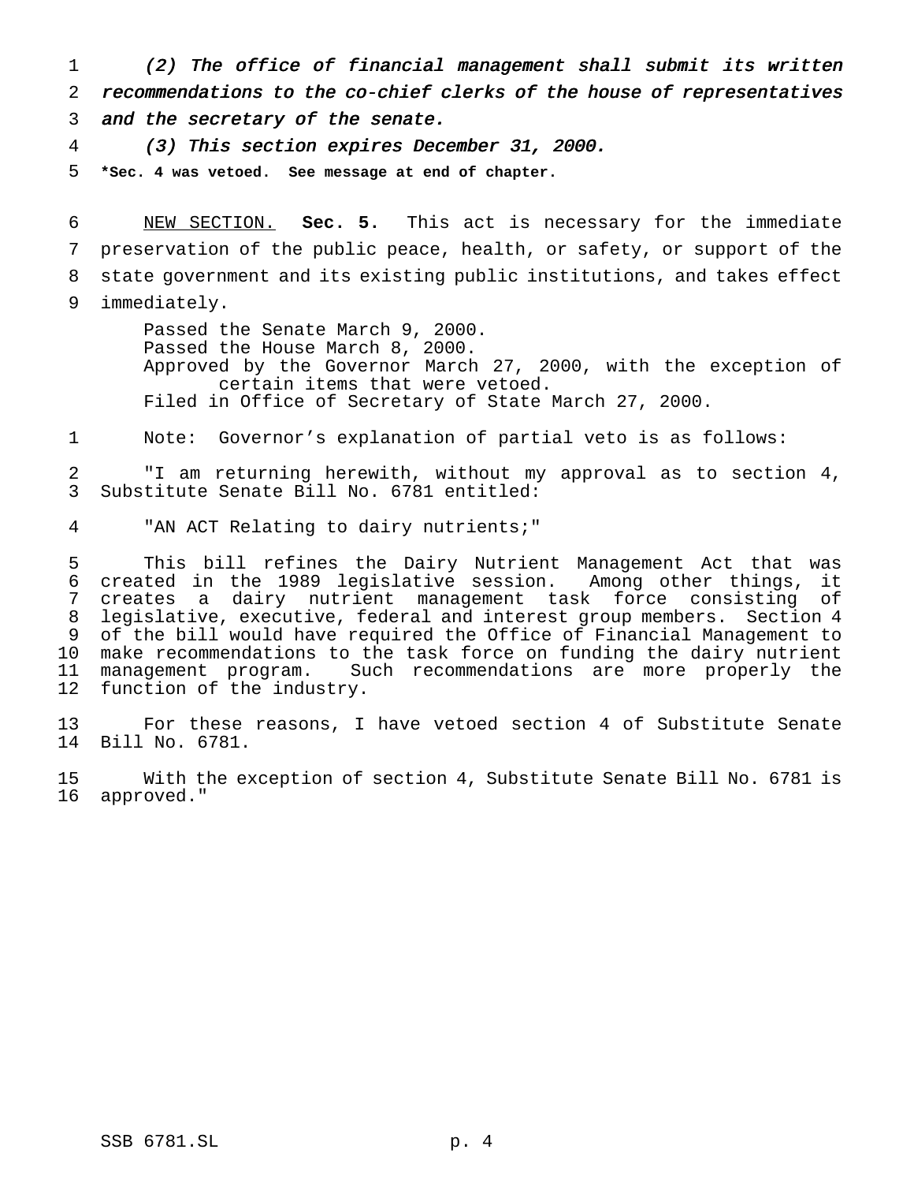*(2) The office of financial management shall submit its written recommendations to the co-chief clerks of the house of representatives and the secretary of the senate.*

*(3) This section expires December 31, 2000.*

**\*Sec. 4 was vetoed. See message at end of chapter.**

NEW SECTION. **Sec. 5.** This act is necessary for the immediate preservation of the public peace, health, or safety, or support of the state government and its existing public institutions, and takes effect immediately.

Passed the Senate March 9, 2000.
Passed the House March 8, 2000.
Approved by the Governor March 27, 2000, with the exception of certain items that were vetoed.
Filed in Office of Secretary of State March 27, 2000.

Note: Governor's explanation of partial veto is as follows:

"I am returning herewith, without my approval as to section 4, Substitute Senate Bill No. 6781 entitled:

"AN ACT Relating to dairy nutrients;"

This bill refines the Dairy Nutrient Management Act that was created in the 1989 legislative session. Among other things, it creates a dairy nutrient management task force consisting of legislative, executive, federal and interest group members. Section 4 of the bill would have required the Office of Financial Management to make recommendations to the task force on funding the dairy nutrient management program. Such recommendations are more properly the function of the industry.

For these reasons, I have vetoed section 4 of Substitute Senate Bill No. 6781.

With the exception of section 4, Substitute Senate Bill No. 6781 is approved."